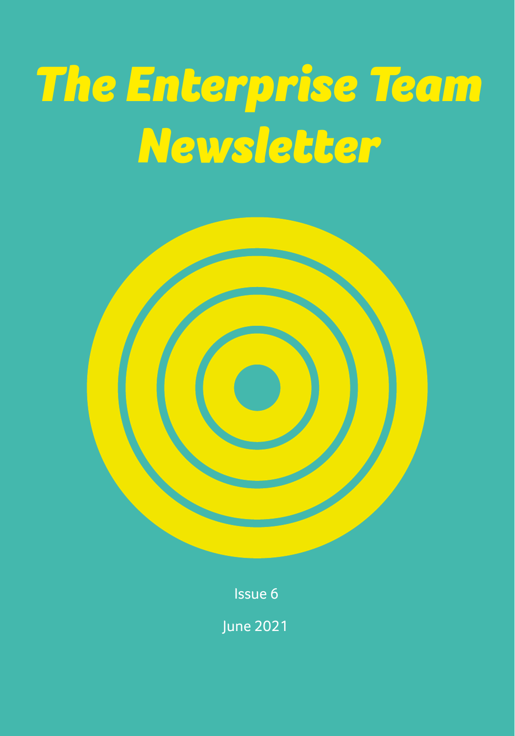# The Enterprise Team Newsletter

Issue 6

June 2021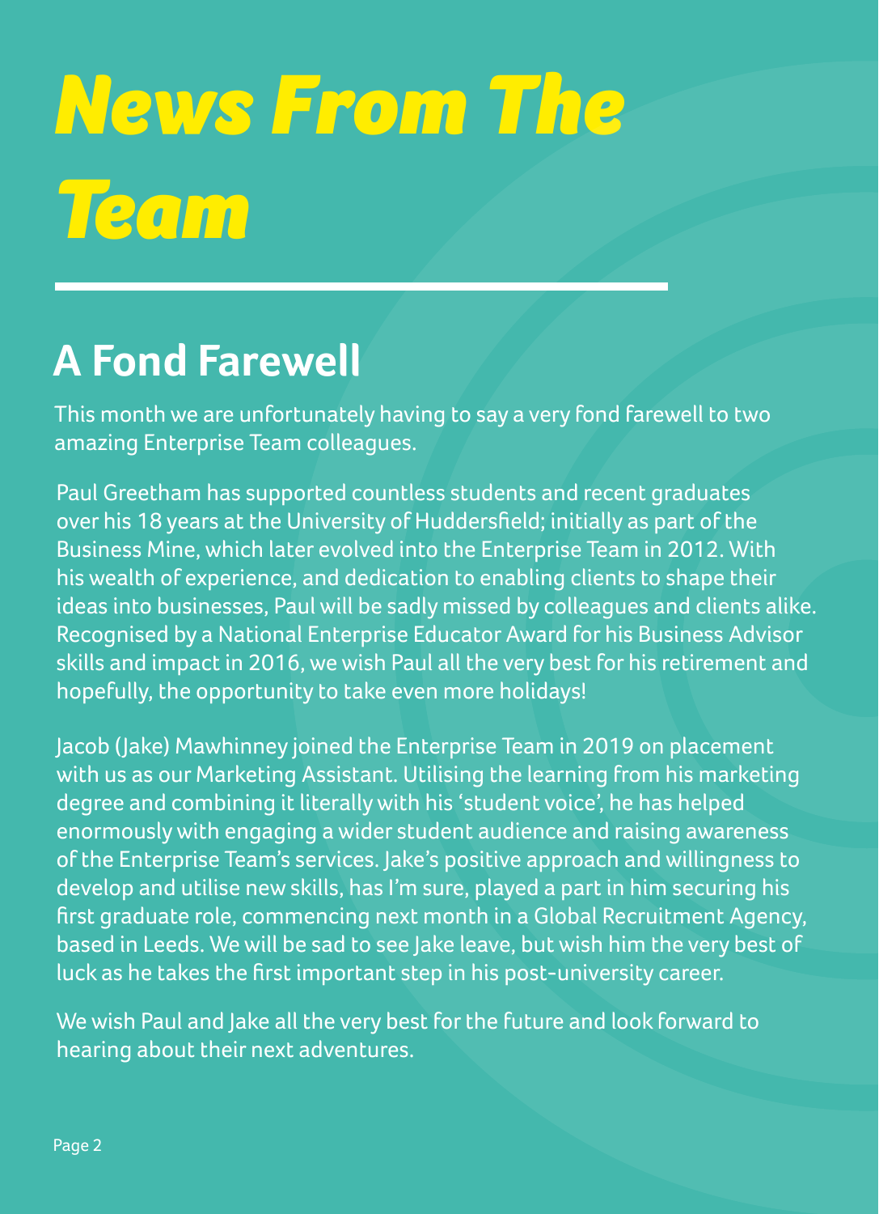# *News From The Team*

## A Fond Farewell

This month we are unfortunately having to say a very fond farewell to two amazing Enterprise Team colleagues.

Paul Greetham has supported countless students and recent graduates over his 18 years at the University of Huddersfield; initially as part of the Business Mine, which later evolved into the Enterprise Team in 2012. With his wealth of experience, and dedication to enabling clients to shape their ideas into businesses, Paul will be sadly missed by colleagues and clients alike. Recognised by a National Enterprise Educator Award for his Business Advisor skills and impact in 2016, we wish Paul all the very best for his retirement and hopefully, the opportunity to take even more holidays!

Jacob (Jake) Mawhinney joined the Enterprise Team in 2019 on placement with us as our Marketing Assistant. Utilising the learning from his marketing degree and combining it literally with his 'student voice', he has helped enormously with engaging a wider student audience and raising awareness of the Enterprise Team's services. Jake's positive approach and willingness to develop and utilise new skills, has I'm sure, played a part in him securing his first graduate role, commencing next month in a Global Recruitment Agency, based in Leeds. We will be sad to see Jake leave, but wish him the very best of luck as he takes the first important step in his post-university career.

We wish Paul and Jake all the very best for the future and look forward to hearing about their next adventures.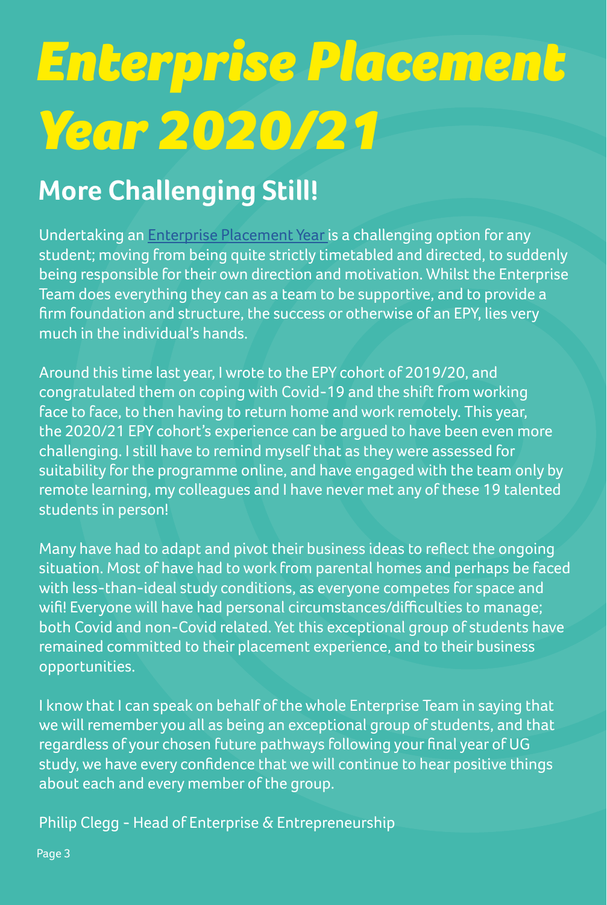# *Enterprise Placement Year 2020/21*

## More Challenging Still!

Undertaking an Enterprise Placement Year is a challenging option for any student; moving from being quite strictly timetabled and directed, to suddenly being responsible for their own direction and motivation. Whilst the Enterprise Team does everything they can as a team to be supportive, and to provide a firm foundation and structure, the success or otherwise of an EPY, lies very much in the individual's hands.

Around this time last year, I wrote to the EPY cohort of 2019/20, and congratulated them on coping with Covid-19 and the shift from working face to face, to then having to return home and work remotely. This year, the 2020/21 EPY cohort's experience can be argued to have been even more challenging. I still have to remind myself that as they were assessed for suitability for the programme online, and have engaged with the team only by remote learning, my colleagues and I have never met any of these 19 talented students in person!

Many have had to adapt and pivot their business ideas to reflect the ongoing situation. Most of have had to work from parental homes and perhaps be faced with less-than-ideal study conditions, as everyone competes for space and wifi! Everyone will have had personal circumstances/difficulties to manage; both Covid and non-Covid related. Yet this exceptional group of students have remained committed to their placement experience, and to their business opportunities.

I know that I can speak on behalf of the whole Enterprise Team in saying that we will remember you all as being an exceptional group of students, and that regardless of your chosen future pathways following your final year of UG study, we have every confidence that we will continue to hear positive things about each and every member of the group.

Philip Clegg - Head of Enterprise & Entrepreneurship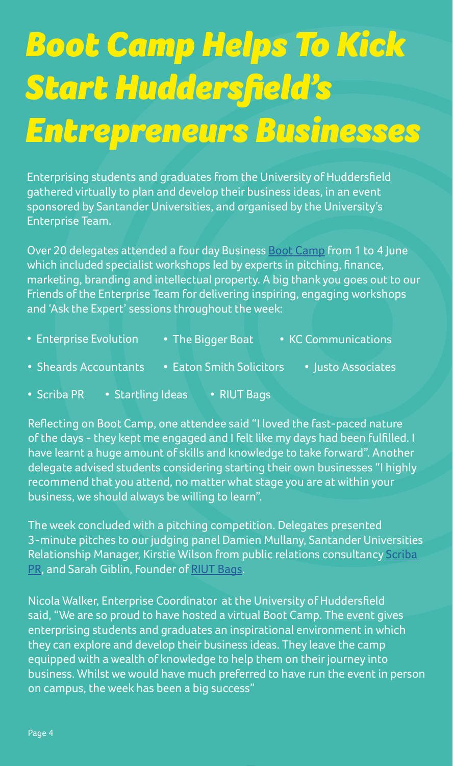# Boot Camp Helps To Kick Start Huddersfield's Entrepreneurs Businesses

Enterprising students and graduates from the University of Huddersfield gathered virtually to plan and develop their business ideas, in an event sponsored by Santander Universities, and organised by the University's Enterprise Team.

Over 20 delegates attended a four day Business Boot Camp from 1 to 4 June which included specialist workshops led by experts in pitching, finance, marketing, branding and intellectual property. A big thank you goes out to our Friends of the Enterprise Team for delivering inspiring, engaging workshops and 'Ask the Expert' sessions throughout the week:

- Enterprise Evolution
- The Bigger Boat
- KC Communications
- Sheards Accountants
- Eaton Smith Solicitors
- Justo Associates
- Scriba PR
- Startling Ideas
- RIUT Bags

Reflecting on Boot Camp, one attendee said "I loved the fast-paced nature of the days - they kept me engaged and I felt like my days had been fulfilled. I have learnt a huge amount of skills and knowledge to take forward". Another delegate advised students considering starting their own businesses "I highly recommend that you attend, no matter what stage you are at within your business, we should always be willing to learn".

The week concluded with a pitching competition. Delegates presented 3-minute pitches to our judging panel Damien Mullany, Santander Universities Relationship Manager, Kirstie Wilson from public relations consultancy Scriba PR, and Sarah Giblin, Founder of RIUT Bags.

Nicola Walker, Enterprise Coordinator at the University of Huddersfield said, "We are so proud to have hosted a virtual Boot Camp. The event gives enterprising students and graduates an inspirational environment in which they can explore and develop their business ideas. They leave the camp equipped with a wealth of knowledge to help them on their journey into business. Whilst we would have much preferred to have run the event in person on campus, the week has been a big success"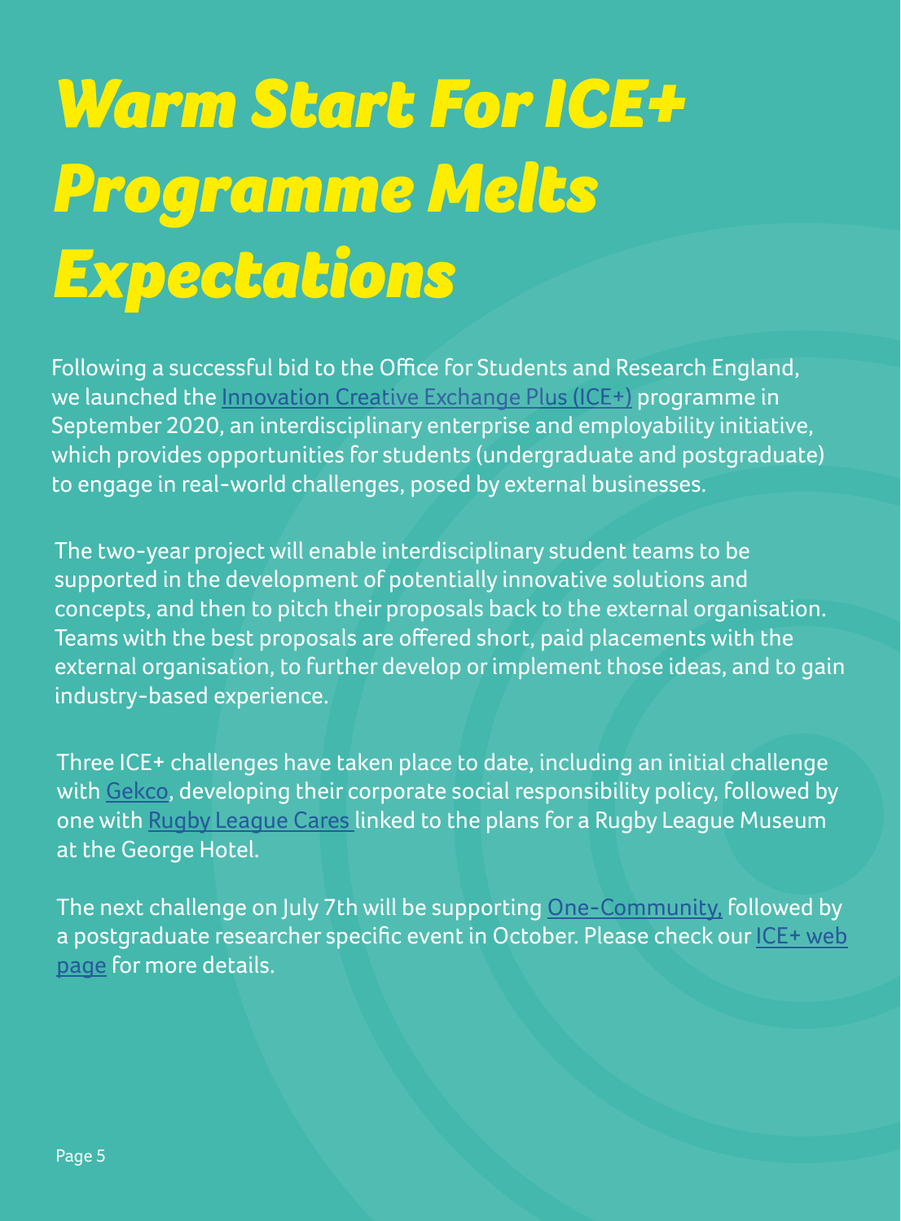# Warm Start For ICE+ Programme Melts Expectations

Following a successful bid to the Office for Students and Research England, we launched the Innovation Creative Exchange Plus (ICE+) programme in September 2020, an interdisciplinary enterprise and employability initiative, which provides opportunities for students (undergraduate and postgraduate) to engage in real-world challenges, posed by external businesses.

The two-year project will enable interdisciplinary student teams to be supported in the development of potentially innovative solutions and concepts, and then to pitch their proposals back to the external organisation. Teams with the best proposals are offered short, paid placements with the external organisation, to further develop or implement those ideas, and to gain industry-based experience.

Three ICE+ challenges have taken place to date, including an initial challenge with Gekco, developing their corporate social responsibility policy, followed by one with Rugby League Cares linked to the plans for a Rugby League Museum at the George Hotel.

The next challenge on July 7th will be supporting One-Community, followed by a postgraduate researcher specific event in October. Please check our ICE+ web page for more details.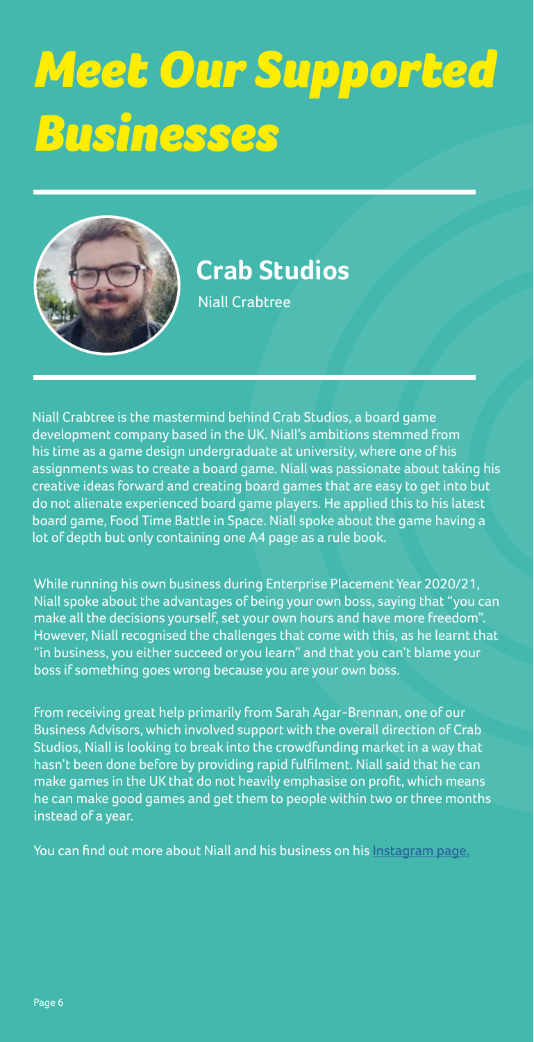# Meet Our Supported Businesses

## Crab Studios

Niall Crabtree

Niall Crabtree is the mastermind behind Crab Studios, a board game development company based in the UK. Niall's ambitions stemmed from his time as a game design undergraduate at university, where one of his assignments was to create a board game. Niall was passionate about taking his creative ideas forward and creating board games that are easy to get into but do not alienate experienced board game players. He applied this to his latest board game, Food Time Battle in Space. Niall spoke about the game having a lot of depth but only containing one A4 page as a rule book.

While running his own business during Enterprise Placement Year 2020/21, Niall spoke about the advantages of being your own boss, saying that "you can make all the decisions yourself, set your own hours and have more freedom". However, Niall recognised the challenges that come with this, as he learnt that "in business, you either succeed or you learn" and that you can't blame your boss if something goes wrong because you are your own boss.

From receiving great help primarily from Sarah Agar-Brennan, one of our Business Advisors, which involved support with the overall direction of Crab Studios, Niall is looking to break into the crowdfunding market in a way that hasn't been done before by providing rapid fulfilment. Niall said that he can make games in the UK that do not heavily emphasise on profit, which means he can make good games and get them to people within two or three months instead of a year.

You can find out more about Niall and his business on his Instagram page.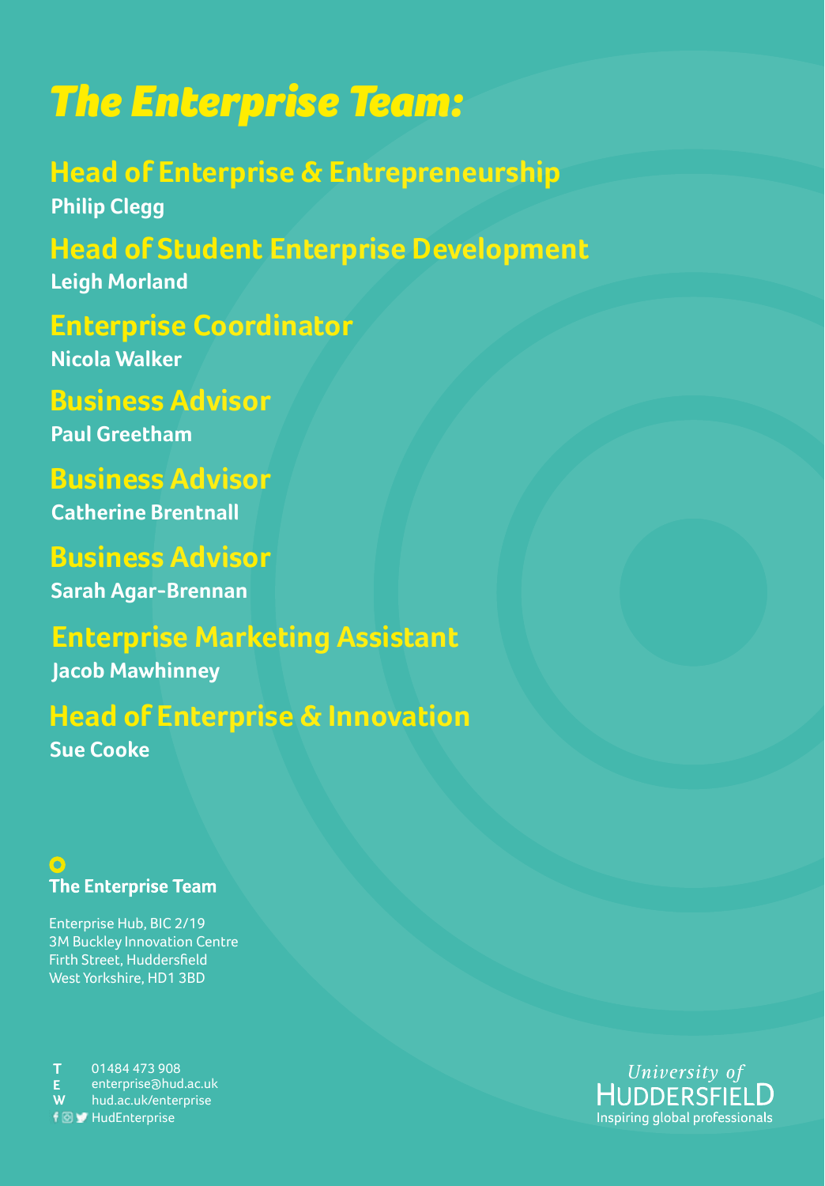# *The Enterprise Team:*

## Head of Enterprise & Entrepreneurship
**Philip Clegg**

## Head of Student Enterprise Development
**Leigh Morland**

## Enterprise Coordinator
**Nicola Walker**

## Business Advisor
**Paul Greetham**

## Business Advisor
**Catherine Brentnall**

## Business Advisor
**Sarah Agar-Brennan**

## Enterprise Marketing Assistant
**Jacob Mawhinney**

## Head of Enterprise & Innovation
**Sue Cooke**

**The Enterprise Team**

Enterprise Hub, BIC 2/19
3M Buckley Innovation Centre
Firth Street, Huddersfield
West Yorkshire, HD1 3BD

**T** 01484 473 908
**E** enterprise@hud.ac.uk
**W** hud.ac.uk/enterprise
HudEnterprise

University of HUDDERSFIELD
Inspiring global professionals